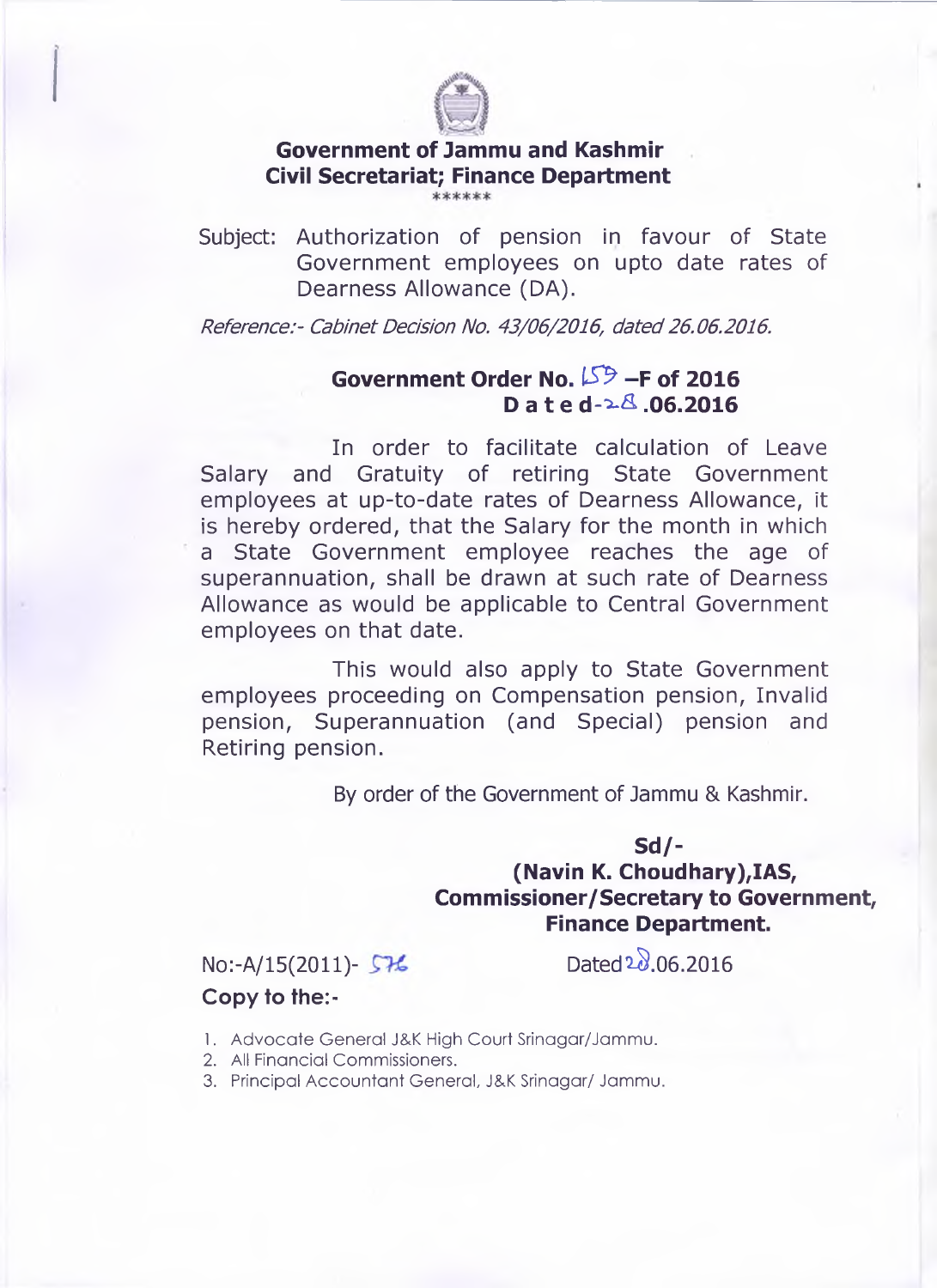**Government of Jammu and Kashmir**
**Civil Secretariat; Finance Department**
******

Subject: Authorization of pension in favour of State Government employees on upto date rates of Dearness Allowance (DA).

*Reference:- Cabinet Decision No. 43/06/2016, dated 26.06.2016.*

**Government Order No. 159 –F of 2016**
**Dated-28.06.2016**

In order to facilitate calculation of Leave Salary and Gratuity of retiring State Government employees at up-to-date rates of Dearness Allowance, it is hereby ordered, that the Salary for the month in which a State Government employee reaches the age of superannuation, shall be drawn at such rate of Dearness Allowance as would be applicable to Central Government employees on that date.

This would also apply to State Government employees proceeding on Compensation pension, Invalid pension, Superannuation (and Special) pension and Retiring pension.

By order of the Government of Jammu & Kashmir.

**Sd/-**
**(Navin K. Choudhary),IAS,**
**Commissioner/Secretary to Government,**
**Finance Department.**

No:-A/15(2011)- 576 Dated 28.06.2016

**Copy to the:-**

1. Advocate General J&K High Court Srinagar/Jammu.
2. All Financial Commissioners.
3. Principal Accountant General, J&K Srinagar/ Jammu.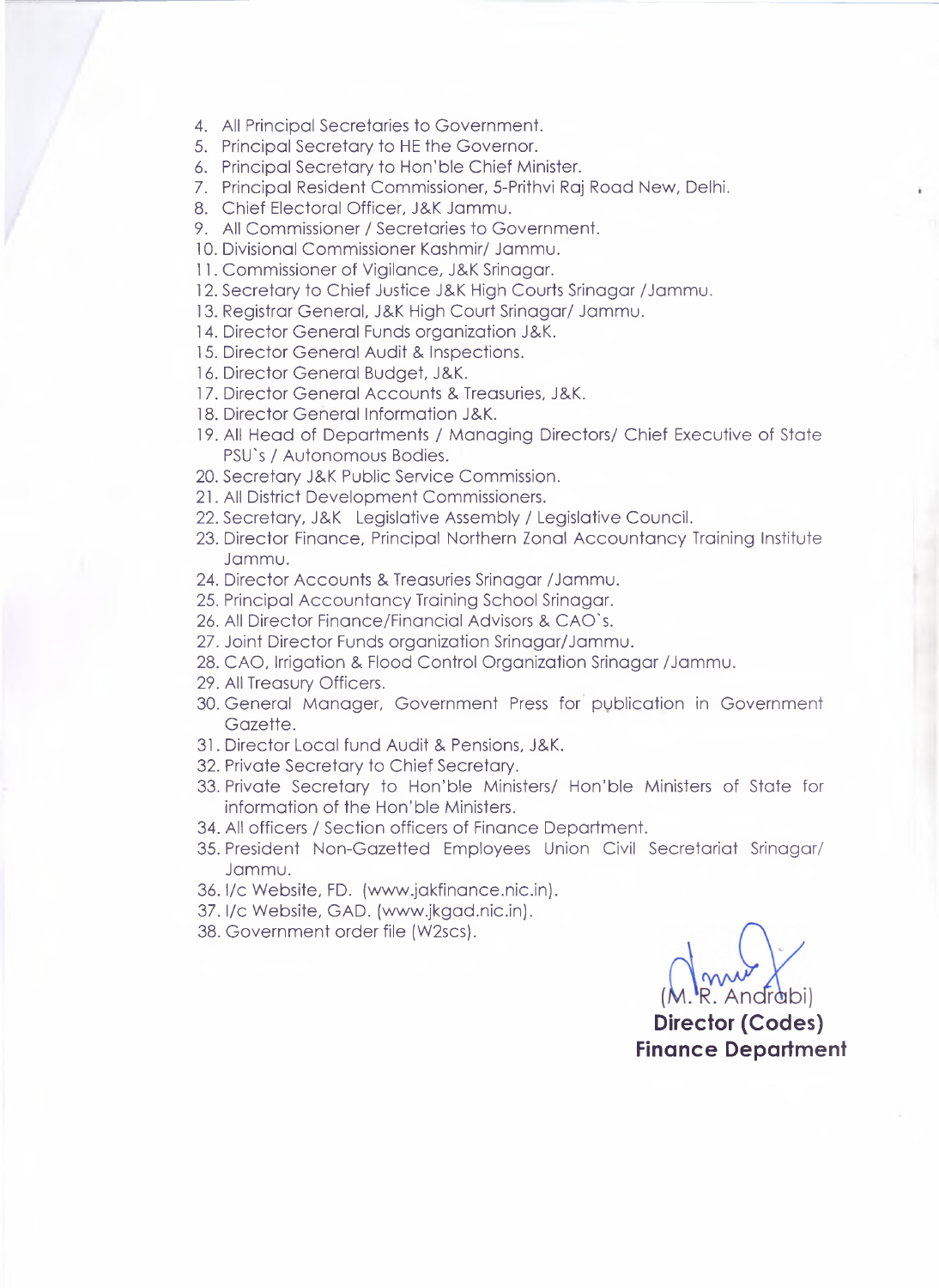4. All Principal Secretaries to Government.
5. Principal Secretary to HE the Governor.
6. Principal Secretary to Hon'ble Chief Minister.
7. Principal Resident Commissioner, 5-Prithvi Raj Road New, Delhi.
8. Chief Electoral Officer, J&K Jammu.
9. All Commissioner / Secretaries to Government.
10. Divisional Commissioner Kashmir/ Jammu.
11. Commissioner of Vigilance, J&K Srinagar.
12. Secretary to Chief Justice J&K High Courts Srinagar /Jammu.
13. Registrar General, J&K High Court Srinagar/ Jammu.
14. Director General Funds organization J&K.
15. Director General Audit & Inspections.
16. Director General Budget, J&K.
17. Director General Accounts & Treasuries, J&K.
18. Director General Information J&K.
19. All Head of Departments / Managing Directors/ Chief Executive of State PSU's / Autonomous Bodies.
20. Secretary J&K Public Service Commission.
21. All District Development Commissioners.
22. Secretary, J&K Legislative Assembly / Legislative Council.
23. Director Finance, Principal Northern Zonal Accountancy Training Institute Jammu.
24. Director Accounts & Treasuries Srinagar /Jammu.
25. Principal Accountancy Training School Srinagar.
26. All Director Finance/Financial Advisors & CAO's.
27. Joint Director Funds organization Srinagar/Jammu.
28. CAO, Irrigation & Flood Control Organization Srinagar /Jammu.
29. All Treasury Officers.
30. General Manager, Government Press for publication in Government Gazette.
31. Director Local fund Audit & Pensions, J&K.
32. Private Secretary to Chief Secretary.
33. Private Secretary to Hon'ble Ministers/ Hon'ble Ministers of State for information of the Hon'ble Ministers.
34. All officers / Section officers of Finance Department.
35. President Non-Gazetted Employees Union Civil Secretariat Srinagar/ Jammu.
36. I/c Website, FD. (www.jakfinance.nic.in).
37. I/c Website, GAD. (www.jkgad.nic.in).
38. Government order file (W2scs).

(M. R. Andrabi)
**Director (Codes)**
**Finance Department**